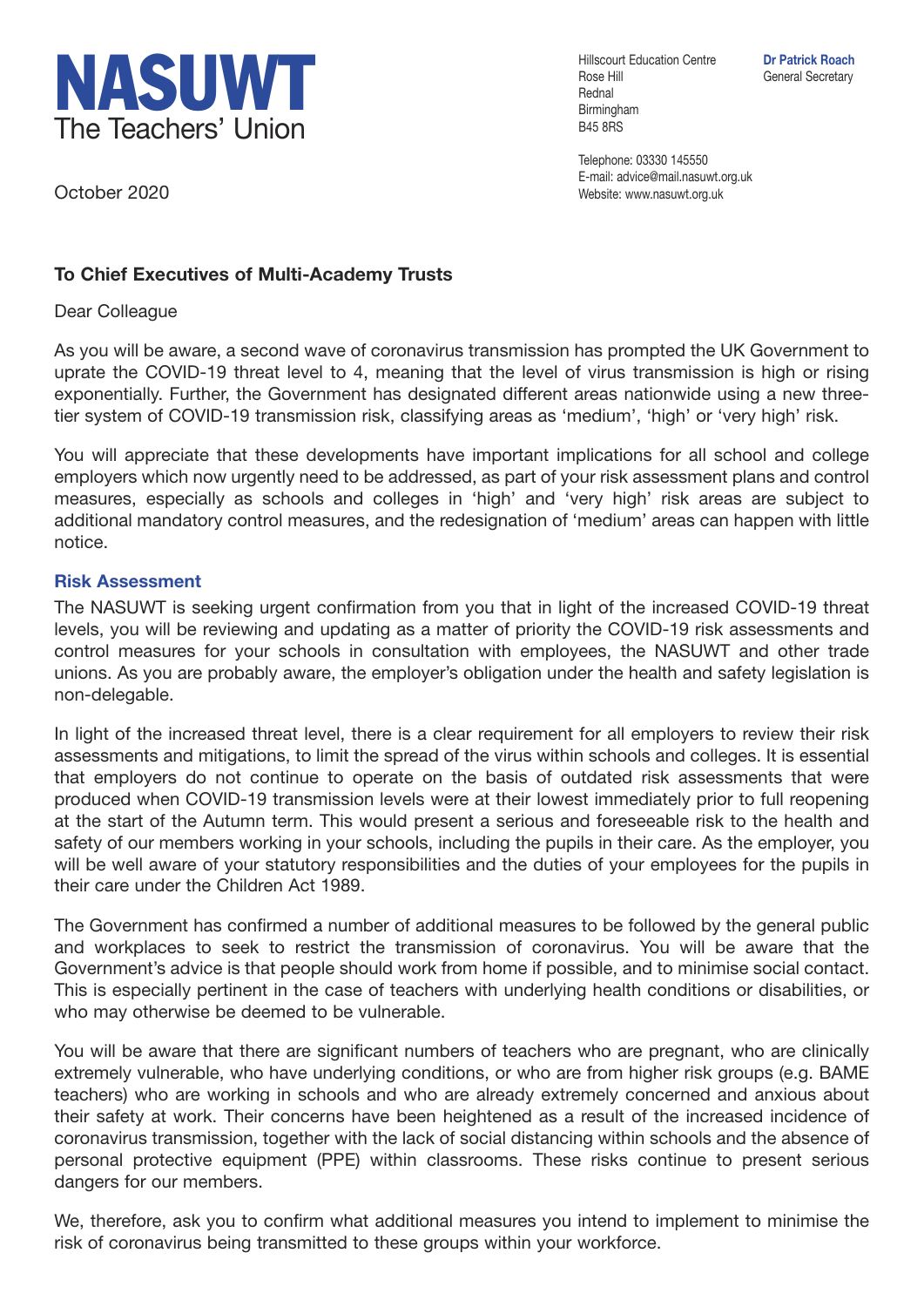**NASUWT**
The Teachers' Union

Hillscourt Education Centre
Rose Hill
Rednal
Birmingham
B45 8RS

**Dr Patrick Roach**
General Secretary

Telephone: 03330 145550
E-mail: advice@mail.nasuwt.org.uk
Website: www.nasuwt.org.uk

October 2020

**To Chief Executives of Multi-Academy Trusts**

Dear Colleague

As you will be aware, a second wave of coronavirus transmission has prompted the UK Government to uprate the COVID-19 threat level to 4, meaning that the level of virus transmission is high or rising exponentially. Further, the Government has designated different areas nationwide using a new three-tier system of COVID-19 transmission risk, classifying areas as 'medium', 'high' or 'very high' risk.

You will appreciate that these developments have important implications for all school and college employers which now urgently need to be addressed, as part of your risk assessment plans and control measures, especially as schools and colleges in 'high' and 'very high' risk areas are subject to additional mandatory control measures, and the redesignation of 'medium' areas can happen with little notice.

## Risk Assessment

The NASUWT is seeking urgent confirmation from you that in light of the increased COVID-19 threat levels, you will be reviewing and updating as a matter of priority the COVID-19 risk assessments and control measures for your schools in consultation with employees, the NASUWT and other trade unions. As you are probably aware, the employer's obligation under the health and safety legislation is non-delegable.

In light of the increased threat level, there is a clear requirement for all employers to review their risk assessments and mitigations, to limit the spread of the virus within schools and colleges. It is essential that employers do not continue to operate on the basis of outdated risk assessments that were produced when COVID-19 transmission levels were at their lowest immediately prior to full reopening at the start of the Autumn term. This would present a serious and foreseeable risk to the health and safety of our members working in your schools, including the pupils in their care. As the employer, you will be well aware of your statutory responsibilities and the duties of your employees for the pupils in their care under the Children Act 1989.

The Government has confirmed a number of additional measures to be followed by the general public and workplaces to seek to restrict the transmission of coronavirus. You will be aware that the Government's advice is that people should work from home if possible, and to minimise social contact. This is especially pertinent in the case of teachers with underlying health conditions or disabilities, or who may otherwise be deemed to be vulnerable.

You will be aware that there are significant numbers of teachers who are pregnant, who are clinically extremely vulnerable, who have underlying conditions, or who are from higher risk groups (e.g. BAME teachers) who are working in schools and who are already extremely concerned and anxious about their safety at work. Their concerns have been heightened as a result of the increased incidence of coronavirus transmission, together with the lack of social distancing within schools and the absence of personal protective equipment (PPE) within classrooms. These risks continue to present serious dangers for our members.

We, therefore, ask you to confirm what additional measures you intend to implement to minimise the risk of coronavirus being transmitted to these groups within your workforce.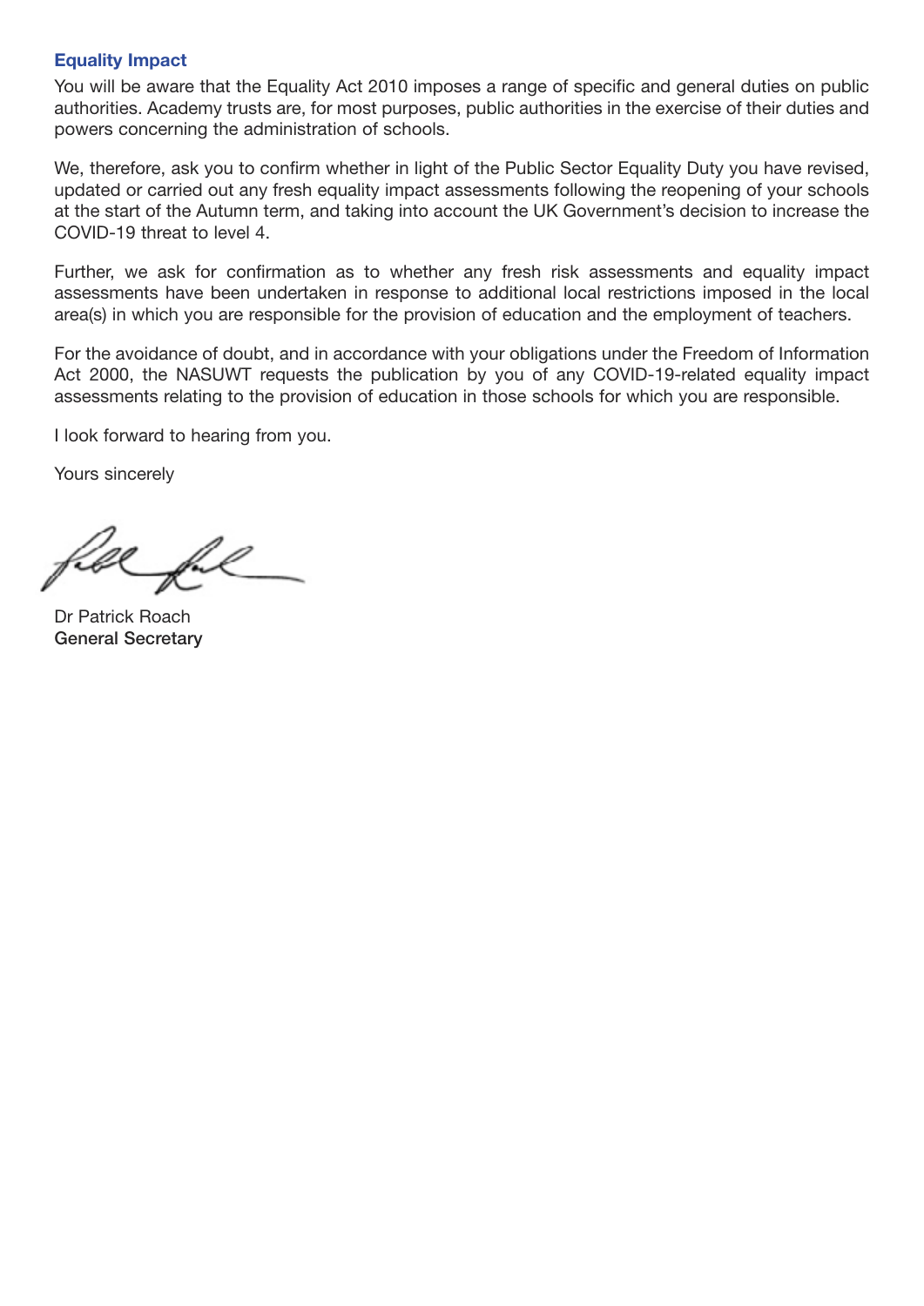**Equality Impact**

You will be aware that the Equality Act 2010 imposes a range of specific and general duties on public authorities. Academy trusts are, for most purposes, public authorities in the exercise of their duties and powers concerning the administration of schools.

We, therefore, ask you to confirm whether in light of the Public Sector Equality Duty you have revised, updated or carried out any fresh equality impact assessments following the reopening of your schools at the start of the Autumn term, and taking into account the UK Government's decision to increase the COVID-19 threat to level 4.

Further, we ask for confirmation as to whether any fresh risk assessments and equality impact assessments have been undertaken in response to additional local restrictions imposed in the local area(s) in which you are responsible for the provision of education and the employment of teachers.

For the avoidance of doubt, and in accordance with your obligations under the Freedom of Information Act 2000, the NASUWT requests the publication by you of any COVID-19-related equality impact assessments relating to the provision of education in those schools for which you are responsible.

I look forward to hearing from you.

Yours sincerely

Dr Patrick Roach
**General Secretary**